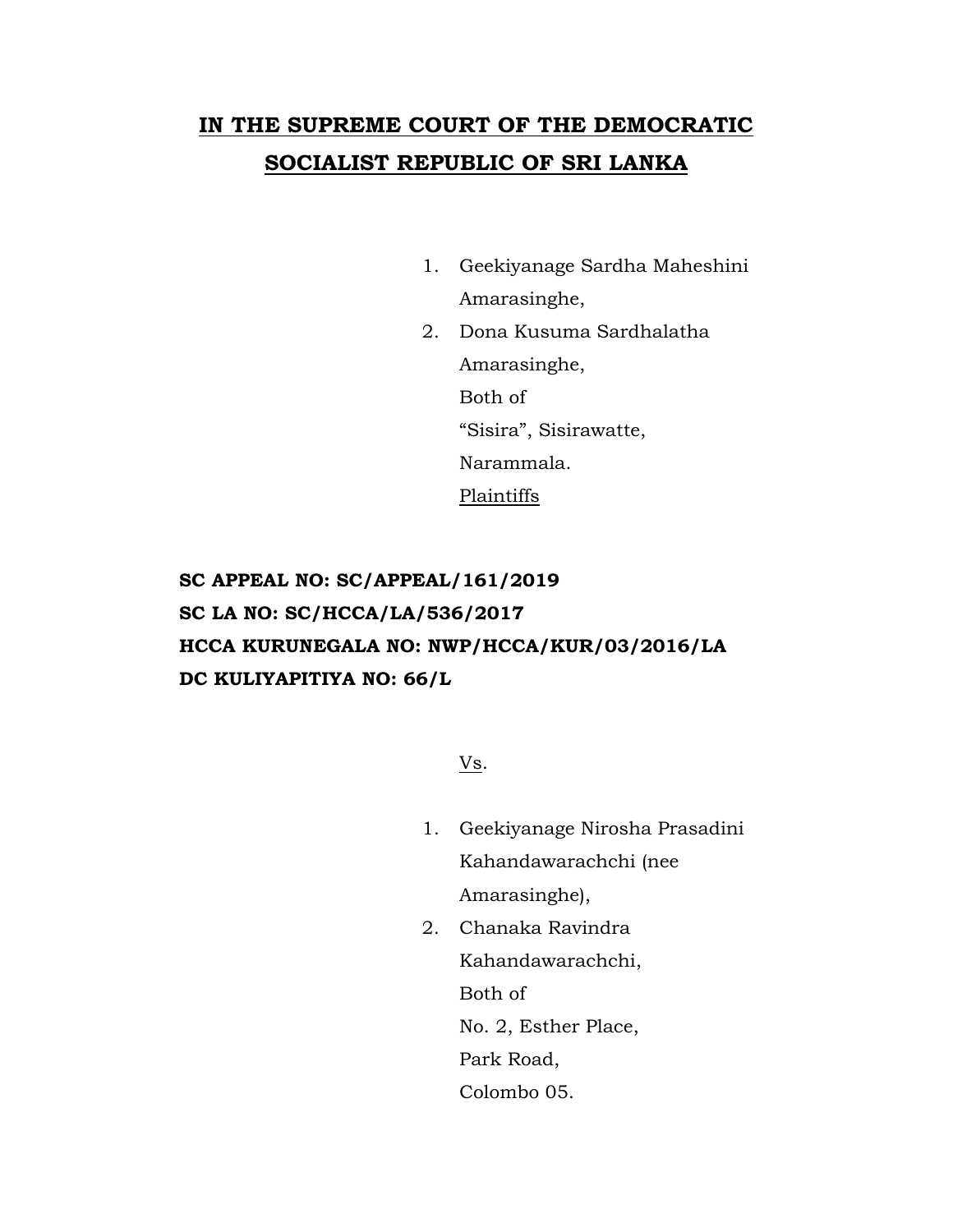# IN THE SUPREME COURT OF THE DEMOCRATIC SOCIALIST REPUBLIC OF SRI LANKA

1. Geekiyanage Sardha Maheshini Amarasinghe,
2. Dona Kusuma Sardhalatha Amarasinghe,

Both of
"Sisira", Sisirawatte,
Narammala.
Plaintiffs

**SC APPEAL NO: SC/APPEAL/161/2019**
**SC LA NO: SC/HCCA/LA/536/2017**
**HCCA KURUNEGALA NO: NWP/HCCA/KUR/03/2016/LA**
**DC KULIYAPITIYA NO: 66/L**

Vs.

1. Geekiyanage Nirosha Prasadini Kahandawarachchi (nee Amarasinghe),
2. Chanaka Ravindra Kahandawarachchi,

Both of
No. 2, Esther Place,
Park Road,
Colombo 05.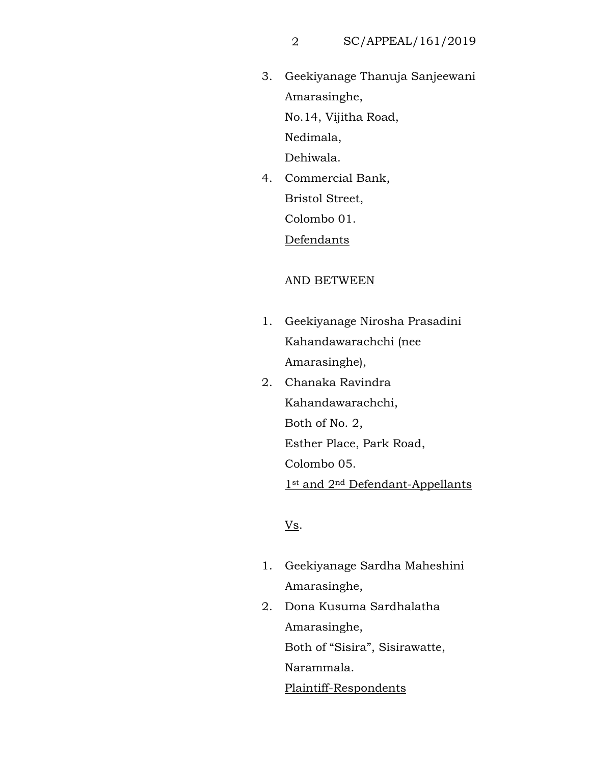3. Geekiyanage Thanuja Sanjeewani Amarasinghe,
   No.14, Vijitha Road,
   Nedimala,
   Dehiwala.
4. Commercial Bank,
   Bristol Street,
   Colombo 01.

<u>Defendants</u>

<u>AND BETWEEN</u>

1. Geekiyanage Nirosha Prasadini Kahandawarachchi (nee Amarasinghe),
2. Chanaka Ravindra Kahandawarachchi,
   Both of No. 2,
   Esther Place, Park Road,
   Colombo 05.

<u>1st and 2nd Defendant-Appellants</u>

<u>Vs</u>.

1. Geekiyanage Sardha Maheshini Amarasinghe,
2. Dona Kusuma Sardhalatha Amarasinghe,
   Both of "Sisira", Sisirawatte,
   Narammala.

<u>Plaintiff-Respondents</u>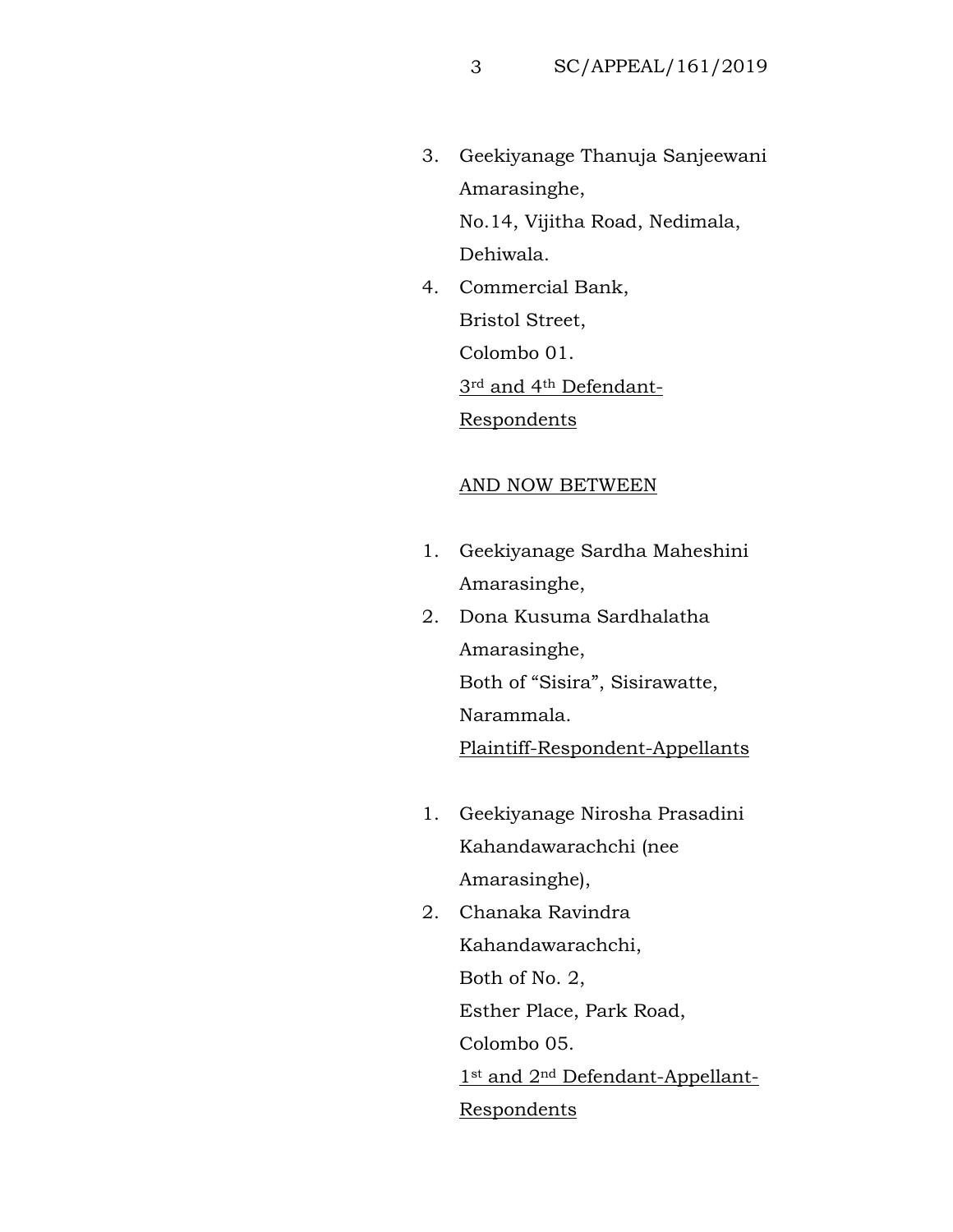3. Geekiyanage Thanuja Sanjeewani Amarasinghe,
   No.14, Vijitha Road, Nedimala,
   Dehiwala.
4. Commercial Bank,
   Bristol Street,
   Colombo 01.

<u>3rd and 4th Defendant-Respondents</u>

<u>AND NOW BETWEEN</u>

1. Geekiyanage Sardha Maheshini Amarasinghe,
2. Dona Kusuma Sardhalatha Amarasinghe,
   Both of "Sisira", Sisirawatte,
   Narammala.

<u>Plaintiff-Respondent-Appellants</u>

1. Geekiyanage Nirosha Prasadini Kahandawarachchi (nee Amarasinghe),
2. Chanaka Ravindra Kahandawarachchi,
   Both of No. 2,
   Esther Place, Park Road,
   Colombo 05.

<u>1st and 2nd Defendant-Appellant-Respondents</u>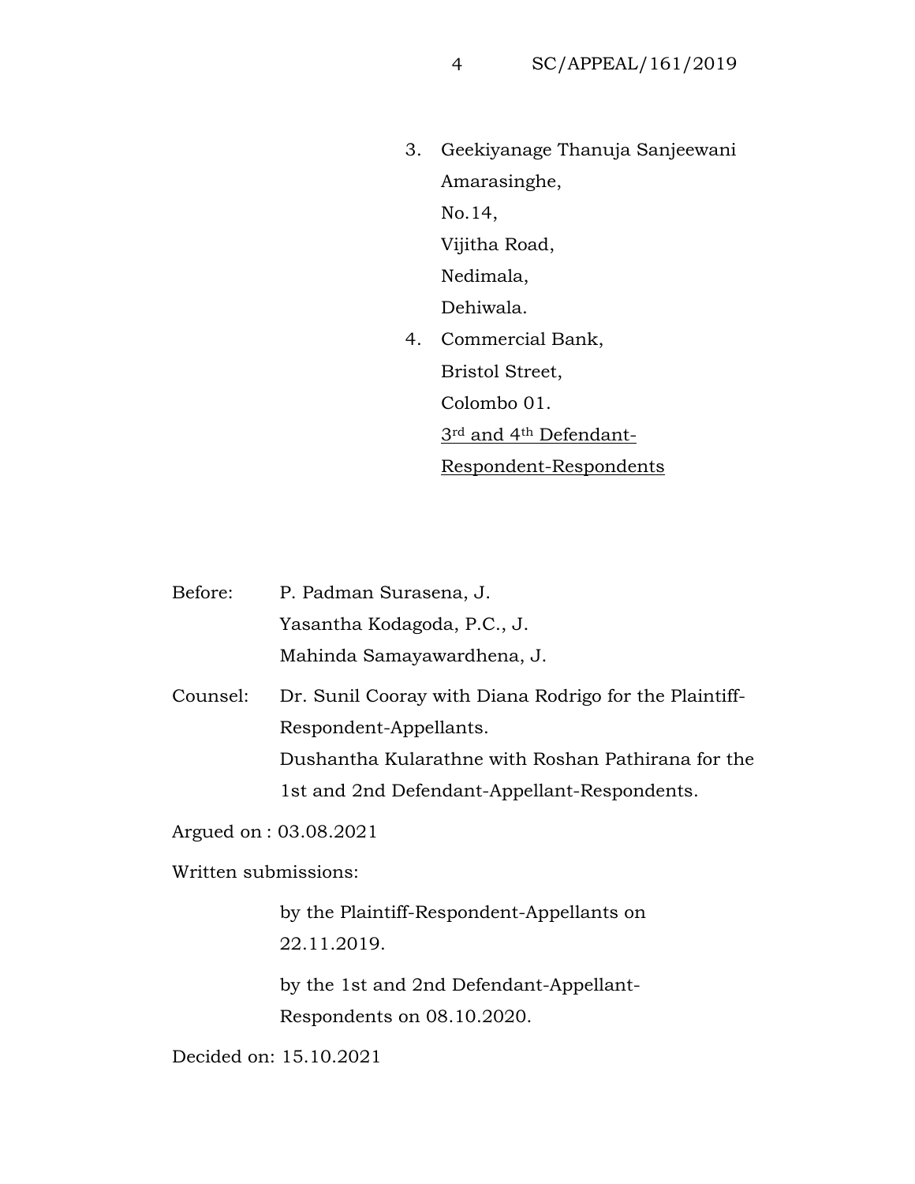3. Geekiyanage Thanuja Sanjeewani Amarasinghe,
   No.14,
   Vijitha Road,
   Nedimala,
   Dehiwala.
4. Commercial Bank,
   Bristol Street,
   Colombo 01.

   3rd and 4th Defendant-Respondent-Respondents

Before: P. Padman Surasena, J.
Yasantha Kodagoda, P.C., J.
Mahinda Samayawardhena, J.

Counsel: Dr. Sunil Cooray with Diana Rodrigo for the Plaintiff-Respondent-Appellants.
Dushantha Kularathne with Roshan Pathirana for the 1st and 2nd Defendant-Appellant-Respondents.

Argued on : 03.08.2021

Written submissions:

by the Plaintiff-Respondent-Appellants on 22.11.2019.

by the 1st and 2nd Defendant-Appellant-Respondents on 08.10.2020.

Decided on: 15.10.2021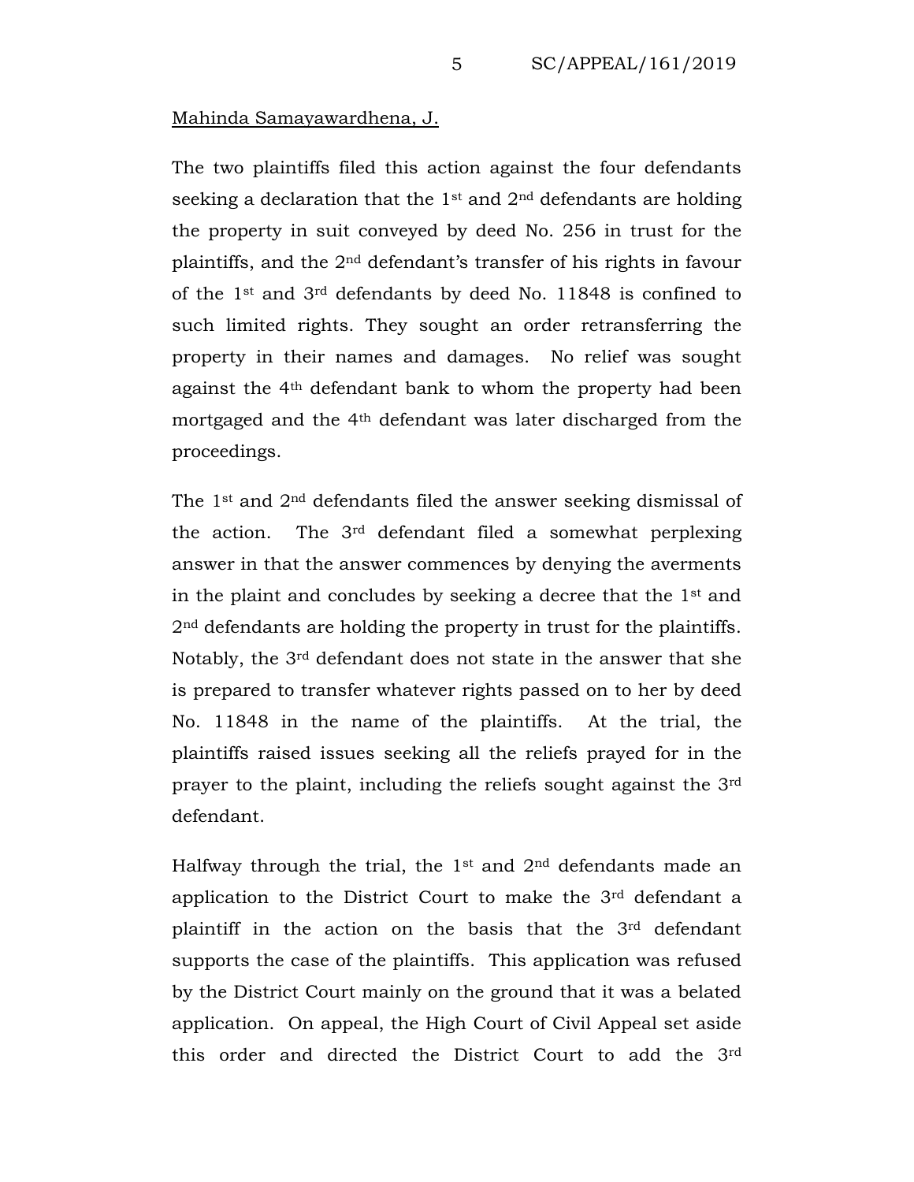Mahinda Samayawardhena, J.

The two plaintiffs filed this action against the four defendants seeking a declaration that the 1st and 2nd defendants are holding the property in suit conveyed by deed No. 256 in trust for the plaintiffs, and the 2nd defendant's transfer of his rights in favour of the 1st and 3rd defendants by deed No. 11848 is confined to such limited rights. They sought an order retransferring the property in their names and damages. No relief was sought against the 4th defendant bank to whom the property had been mortgaged and the 4th defendant was later discharged from the proceedings.

The 1st and 2nd defendants filed the answer seeking dismissal of the action. The 3rd defendant filed a somewhat perplexing answer in that the answer commences by denying the averments in the plaint and concludes by seeking a decree that the 1st and 2nd defendants are holding the property in trust for the plaintiffs. Notably, the 3rd defendant does not state in the answer that she is prepared to transfer whatever rights passed on to her by deed No. 11848 in the name of the plaintiffs. At the trial, the plaintiffs raised issues seeking all the reliefs prayed for in the prayer to the plaint, including the reliefs sought against the 3rd defendant.

Halfway through the trial, the 1st and 2nd defendants made an application to the District Court to make the 3rd defendant a plaintiff in the action on the basis that the 3rd defendant supports the case of the plaintiffs. This application was refused by the District Court mainly on the ground that it was a belated application. On appeal, the High Court of Civil Appeal set aside this order and directed the District Court to add the 3rd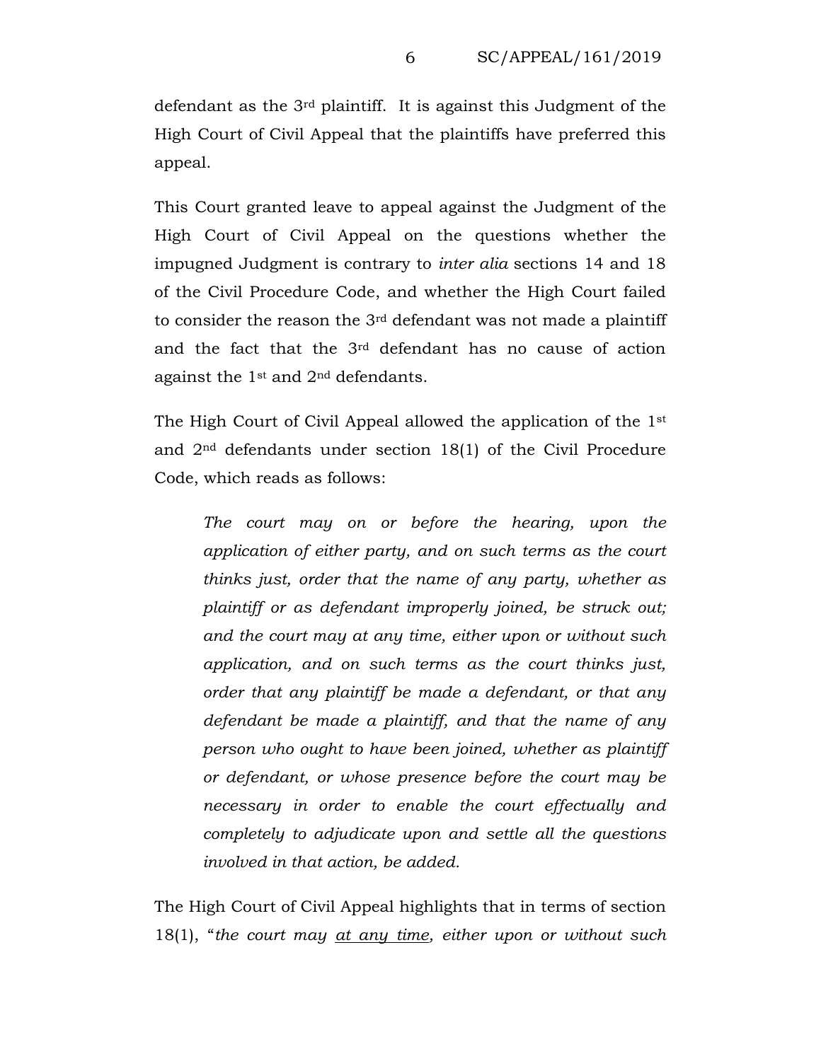defendant as the 3rd plaintiff. It is against this Judgment of the High Court of Civil Appeal that the plaintiffs have preferred this appeal.

This Court granted leave to appeal against the Judgment of the High Court of Civil Appeal on the questions whether the impugned Judgment is contrary to *inter alia* sections 14 and 18 of the Civil Procedure Code, and whether the High Court failed to consider the reason the 3rd defendant was not made a plaintiff and the fact that the 3rd defendant has no cause of action against the 1st and 2nd defendants.

The High Court of Civil Appeal allowed the application of the 1st and 2nd defendants under section 18(1) of the Civil Procedure Code, which reads as follows:

> *The court may on or before the hearing, upon the application of either party, and on such terms as the court thinks just, order that the name of any party, whether as plaintiff or as defendant improperly joined, be struck out; and the court may at any time, either upon or without such application, and on such terms as the court thinks just, order that any plaintiff be made a defendant, or that any defendant be made a plaintiff, and that the name of any person who ought to have been joined, whether as plaintiff or defendant, or whose presence before the court may be necessary in order to enable the court effectually and completely to adjudicate upon and settle all the questions involved in that action, be added.*

The High Court of Civil Appeal highlights that in terms of section 18(1), "*the court may <u>at any time</u>, either upon or without such*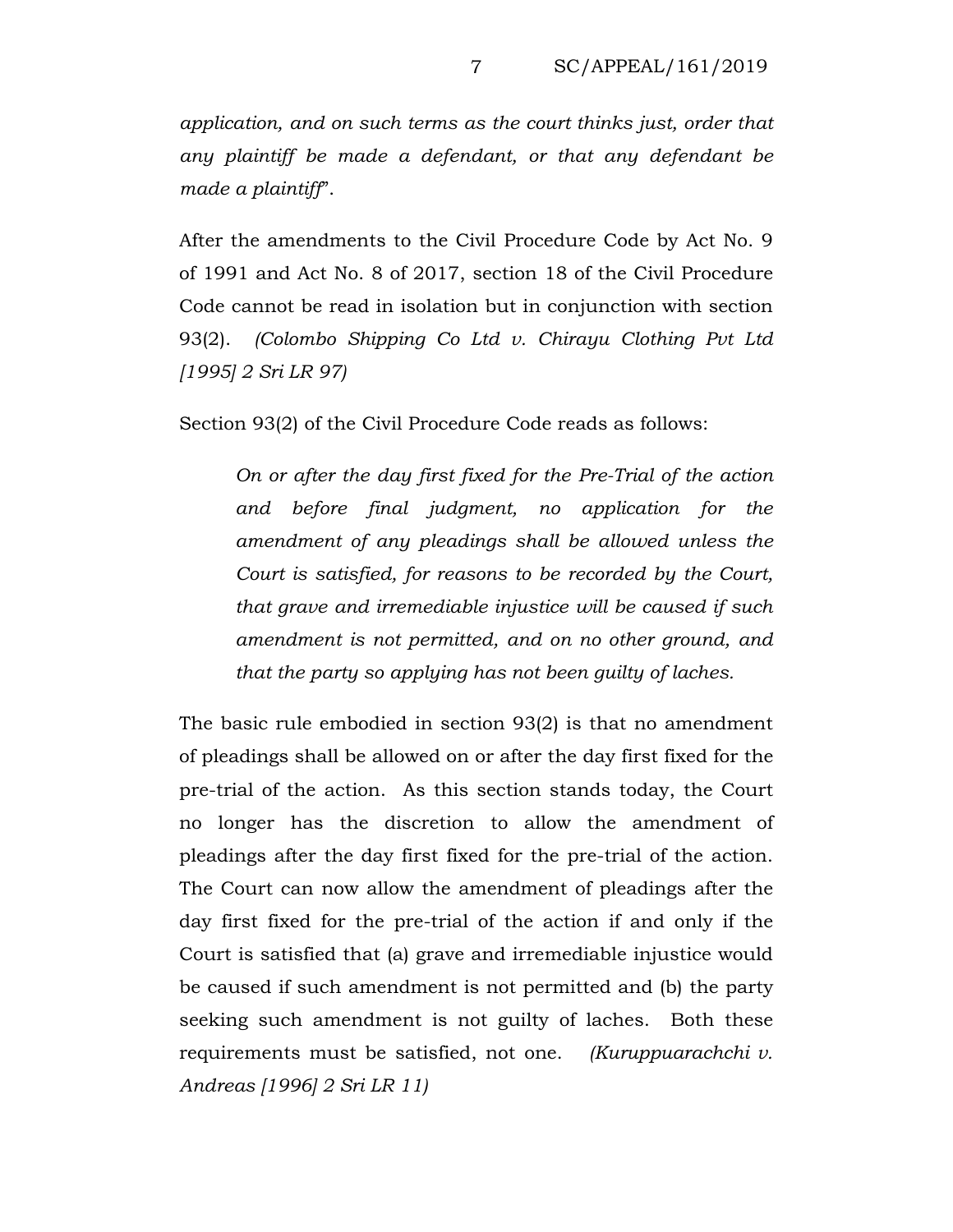*application, and on such terms as the court thinks just, order that any plaintiff be made a defendant, or that any defendant be made a plaintiff*".

After the amendments to the Civil Procedure Code by Act No. 9 of 1991 and Act No. 8 of 2017, section 18 of the Civil Procedure Code cannot be read in isolation but in conjunction with section 93(2). *(Colombo Shipping Co Ltd v. Chirayu Clothing Pvt Ltd [1995] 2 Sri LR 97)*

Section 93(2) of the Civil Procedure Code reads as follows:

> *On or after the day first fixed for the Pre-Trial of the action and before final judgment, no application for the amendment of any pleadings shall be allowed unless the Court is satisfied, for reasons to be recorded by the Court, that grave and irremediable injustice will be caused if such amendment is not permitted, and on no other ground, and that the party so applying has not been guilty of laches.*

The basic rule embodied in section 93(2) is that no amendment of pleadings shall be allowed on or after the day first fixed for the pre-trial of the action. As this section stands today, the Court no longer has the discretion to allow the amendment of pleadings after the day first fixed for the pre-trial of the action. The Court can now allow the amendment of pleadings after the day first fixed for the pre-trial of the action if and only if the Court is satisfied that (a) grave and irremediable injustice would be caused if such amendment is not permitted and (b) the party seeking such amendment is not guilty of laches. Both these requirements must be satisfied, not one. *(Kuruppuarachchi v. Andreas [1996] 2 Sri LR 11)*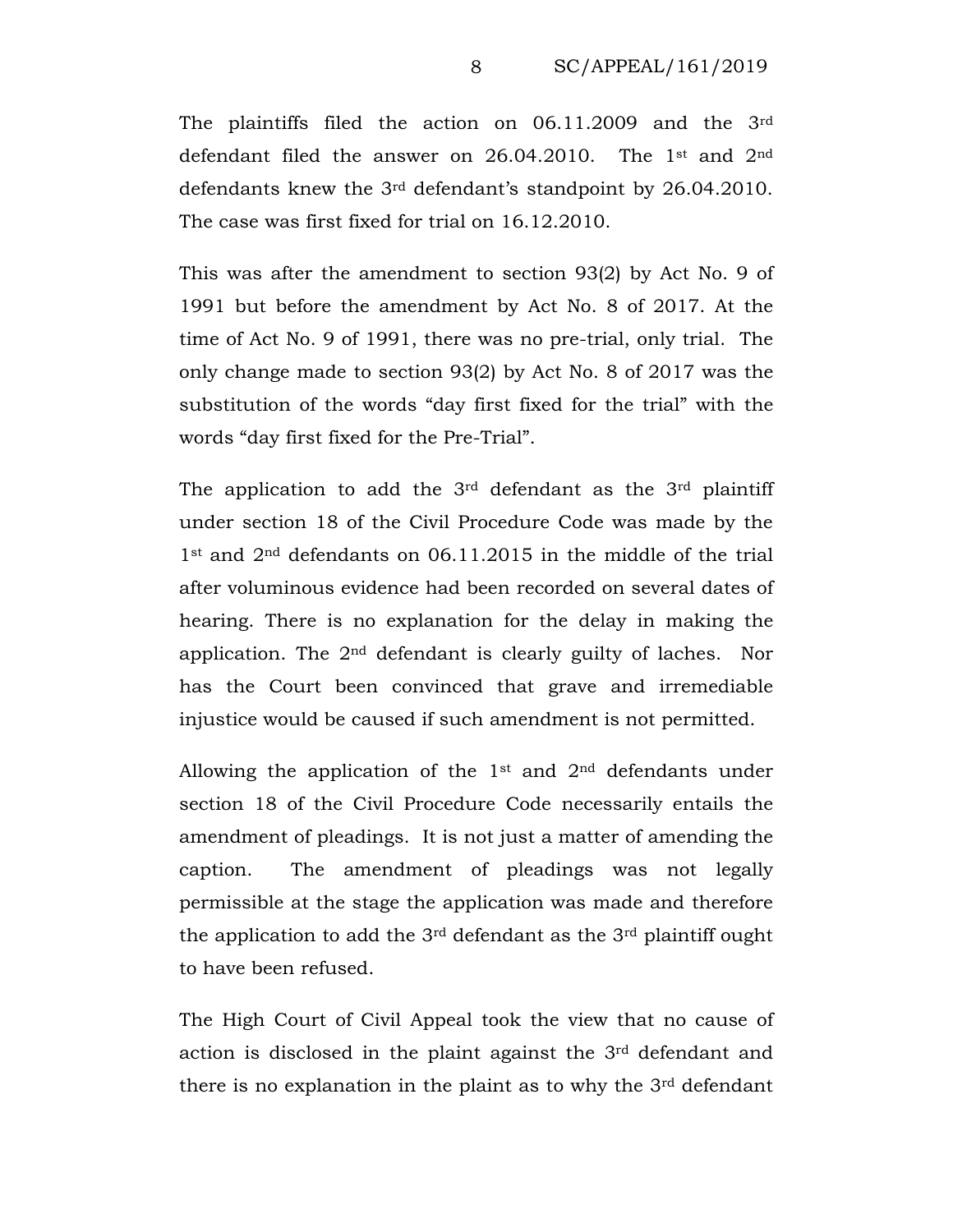The plaintiffs filed the action on 06.11.2009 and the 3rd defendant filed the answer on 26.04.2010. The 1st and 2nd defendants knew the 3rd defendant's standpoint by 26.04.2010. The case was first fixed for trial on 16.12.2010.

This was after the amendment to section 93(2) by Act No. 9 of 1991 but before the amendment by Act No. 8 of 2017. At the time of Act No. 9 of 1991, there was no pre-trial, only trial. The only change made to section 93(2) by Act No. 8 of 2017 was the substitution of the words "day first fixed for the trial" with the words "day first fixed for the Pre-Trial".

The application to add the 3rd defendant as the 3rd plaintiff under section 18 of the Civil Procedure Code was made by the 1st and 2nd defendants on 06.11.2015 in the middle of the trial after voluminous evidence had been recorded on several dates of hearing. There is no explanation for the delay in making the application. The 2nd defendant is clearly guilty of laches. Nor has the Court been convinced that grave and irremediable injustice would be caused if such amendment is not permitted.

Allowing the application of the 1st and 2nd defendants under section 18 of the Civil Procedure Code necessarily entails the amendment of pleadings. It is not just a matter of amending the caption. The amendment of pleadings was not legally permissible at the stage the application was made and therefore the application to add the 3rd defendant as the 3rd plaintiff ought to have been refused.

The High Court of Civil Appeal took the view that no cause of action is disclosed in the plaint against the 3rd defendant and there is no explanation in the plaint as to why the 3rd defendant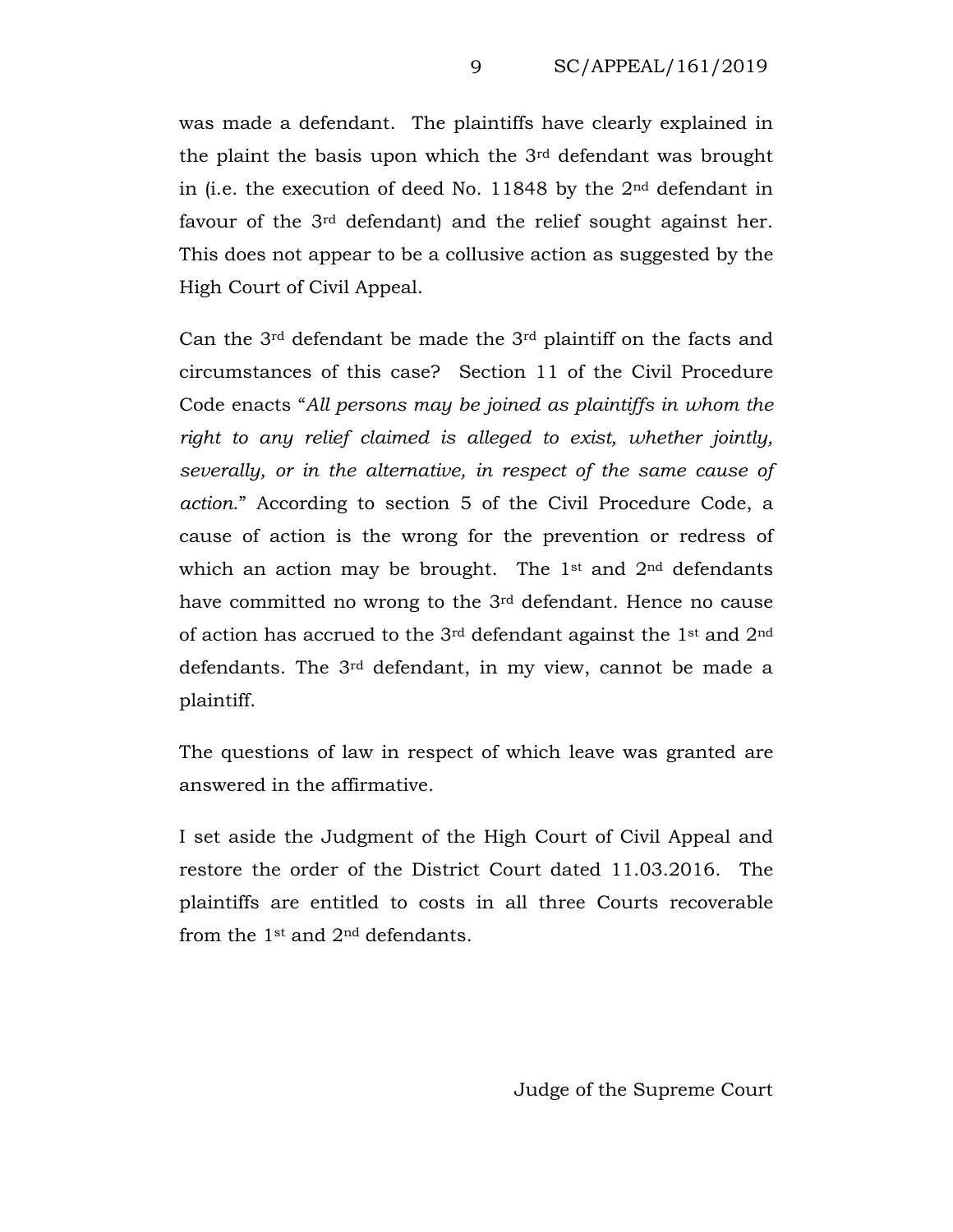was made a defendant. The plaintiffs have clearly explained in the plaint the basis upon which the 3rd defendant was brought in (i.e. the execution of deed No. 11848 by the 2nd defendant in favour of the 3rd defendant) and the relief sought against her. This does not appear to be a collusive action as suggested by the High Court of Civil Appeal.

Can the 3rd defendant be made the 3rd plaintiff on the facts and circumstances of this case? Section 11 of the Civil Procedure Code enacts "*All persons may be joined as plaintiffs in whom the right to any relief claimed is alleged to exist, whether jointly, severally, or in the alternative, in respect of the same cause of action.*" According to section 5 of the Civil Procedure Code, a cause of action is the wrong for the prevention or redress of which an action may be brought. The 1st and 2nd defendants have committed no wrong to the 3rd defendant. Hence no cause of action has accrued to the 3rd defendant against the 1st and 2nd defendants. The 3rd defendant, in my view, cannot be made a plaintiff.

The questions of law in respect of which leave was granted are answered in the affirmative.

I set aside the Judgment of the High Court of Civil Appeal and restore the order of the District Court dated 11.03.2016. The plaintiffs are entitled to costs in all three Courts recoverable from the 1st and 2nd defendants.

Judge of the Supreme Court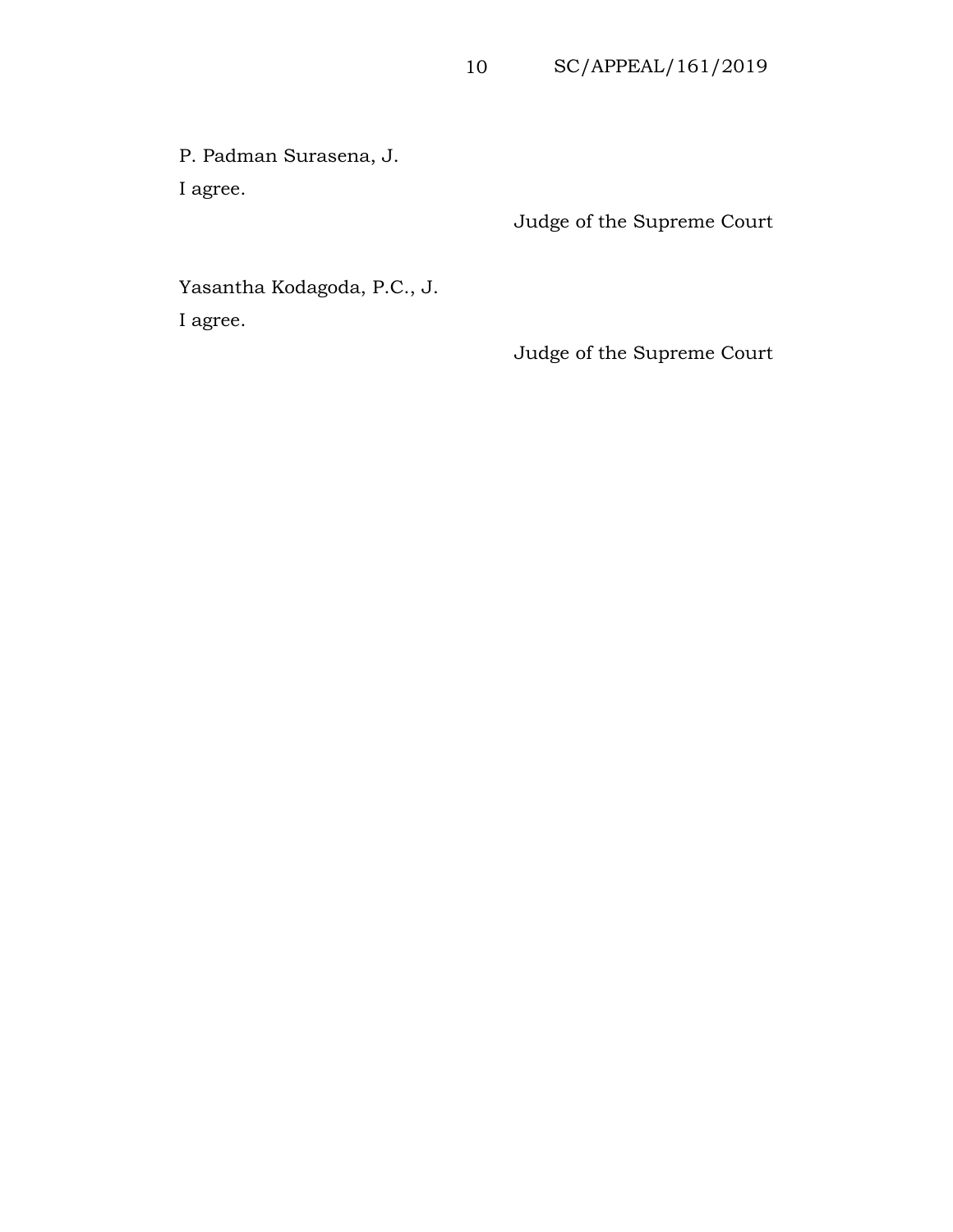P. Padman Surasena, J.

I agree.

Judge of the Supreme Court

Yasantha Kodagoda, P.C., J.

I agree.

Judge of the Supreme Court